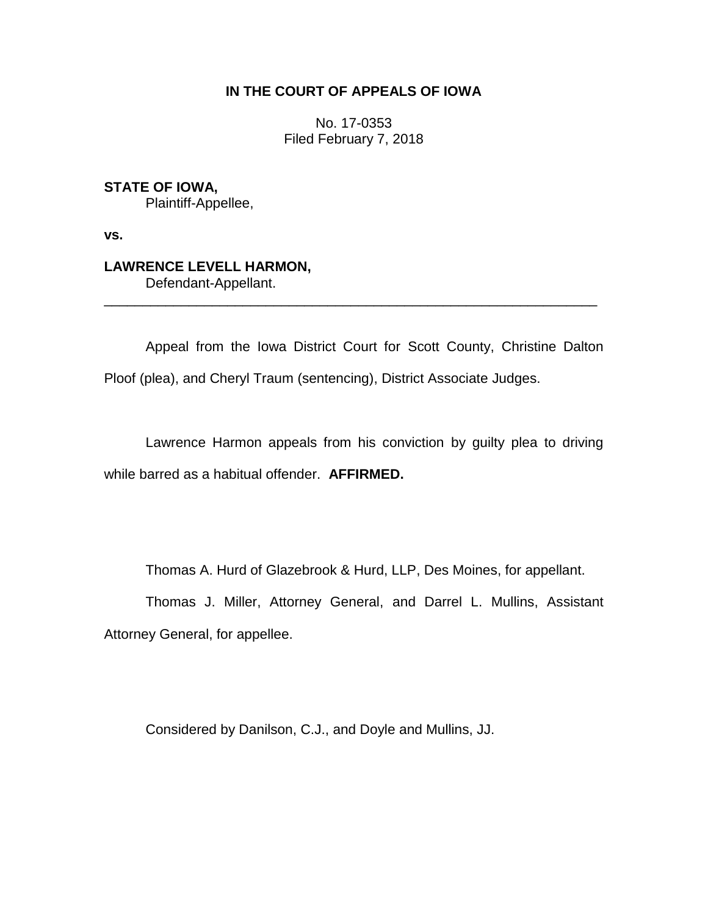**IN THE COURT OF APPEALS OF IOWA**

No. 17-0353
Filed February 7, 2018

**STATE OF IOWA,**
Plaintiff-Appellee,

**vs.**

**LAWRENCE LEVELL HARMON,**
Defendant-Appellant.

---

Appeal from the Iowa District Court for Scott County, Christine Dalton Ploof (plea), and Cheryl Traum (sentencing), District Associate Judges.

Lawrence Harmon appeals from his conviction by guilty plea to driving while barred as a habitual offender. **AFFIRMED.**

Thomas A. Hurd of Glazebrook & Hurd, LLP, Des Moines, for appellant.

Thomas J. Miller, Attorney General, and Darrel L. Mullins, Assistant Attorney General, for appellee.

Considered by Danilson, C.J., and Doyle and Mullins, JJ.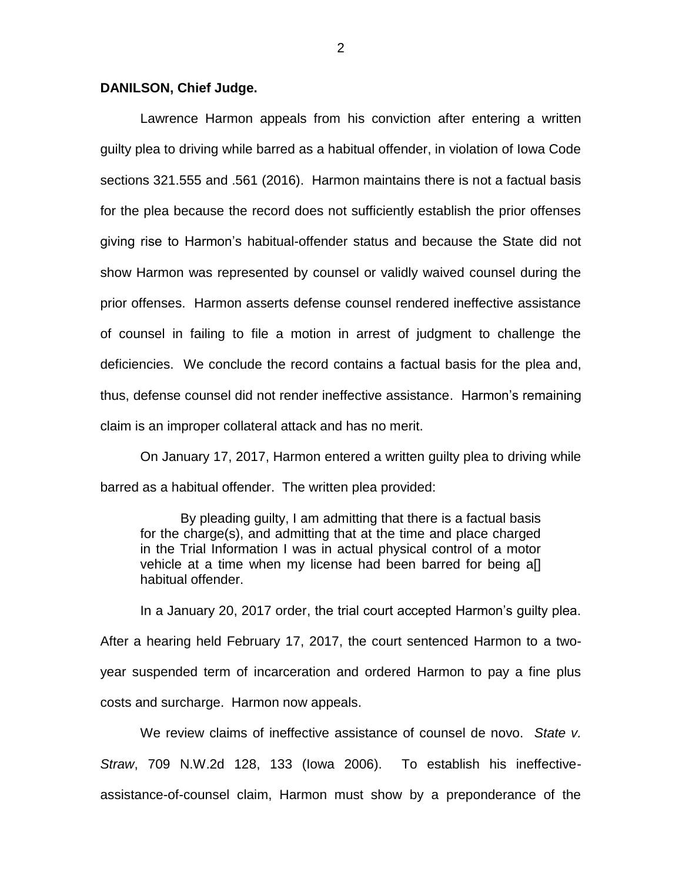**DANILSON, Chief Judge.**

Lawrence Harmon appeals from his conviction after entering a written guilty plea to driving while barred as a habitual offender, in violation of Iowa Code sections 321.555 and .561 (2016). Harmon maintains there is not a factual basis for the plea because the record does not sufficiently establish the prior offenses giving rise to Harmon's habitual-offender status and because the State did not show Harmon was represented by counsel or validly waived counsel during the prior offenses. Harmon asserts defense counsel rendered ineffective assistance of counsel in failing to file a motion in arrest of judgment to challenge the deficiencies. We conclude the record contains a factual basis for the plea and, thus, defense counsel did not render ineffective assistance. Harmon's remaining claim is an improper collateral attack and has no merit.

On January 17, 2017, Harmon entered a written guilty plea to driving while barred as a habitual offender. The written plea provided:

> By pleading guilty, I am admitting that there is a factual basis for the charge(s), and admitting that at the time and place charged in the Trial Information I was in actual physical control of a motor vehicle at a time when my license had been barred for being a[] habitual offender.

In a January 20, 2017 order, the trial court accepted Harmon's guilty plea. After a hearing held February 17, 2017, the court sentenced Harmon to a two-year suspended term of incarceration and ordered Harmon to pay a fine plus costs and surcharge. Harmon now appeals.

We review claims of ineffective assistance of counsel de novo. *State v. Straw*, 709 N.W.2d 128, 133 (Iowa 2006). To establish his ineffective-assistance-of-counsel claim, Harmon must show by a preponderance of the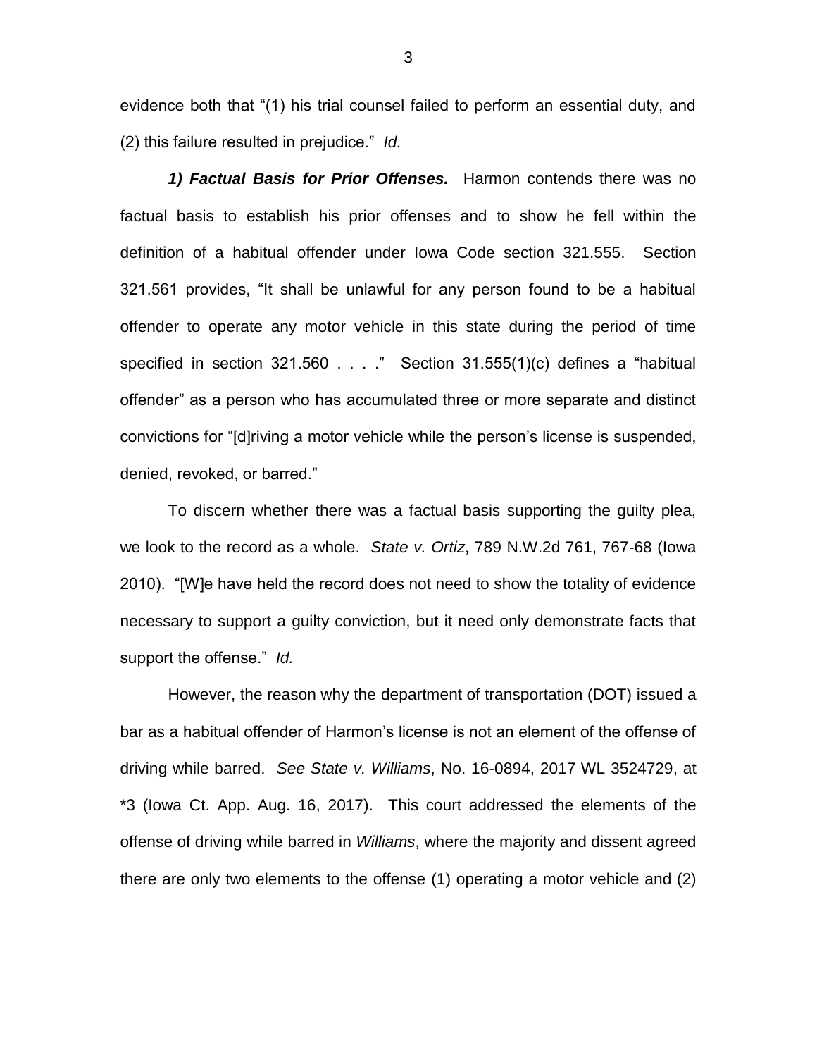evidence both that "(1) his trial counsel failed to perform an essential duty, and (2) this failure resulted in prejudice." *Id.*

***1) Factual Basis for Prior Offenses.*** Harmon contends there was no factual basis to establish his prior offenses and to show he fell within the definition of a habitual offender under Iowa Code section 321.555. Section 321.561 provides, "It shall be unlawful for any person found to be a habitual offender to operate any motor vehicle in this state during the period of time specified in section 321.560 . . . ." Section 31.555(1)(c) defines a "habitual offender" as a person who has accumulated three or more separate and distinct convictions for "[d]riving a motor vehicle while the person's license is suspended, denied, revoked, or barred."

To discern whether there was a factual basis supporting the guilty plea, we look to the record as a whole. *State v. Ortiz*, 789 N.W.2d 761, 767-68 (Iowa 2010). "[W]e have held the record does not need to show the totality of evidence necessary to support a guilty conviction, but it need only demonstrate facts that support the offense." *Id.*

However, the reason why the department of transportation (DOT) issued a bar as a habitual offender of Harmon's license is not an element of the offense of driving while barred. *See State v. Williams*, No. 16-0894, 2017 WL 3524729, at *3 (Iowa Ct. App. Aug. 16, 2017). This court addressed the elements of the offense of driving while barred in *Williams*, where the majority and dissent agreed there are only two elements to the offense (1) operating a motor vehicle and (2)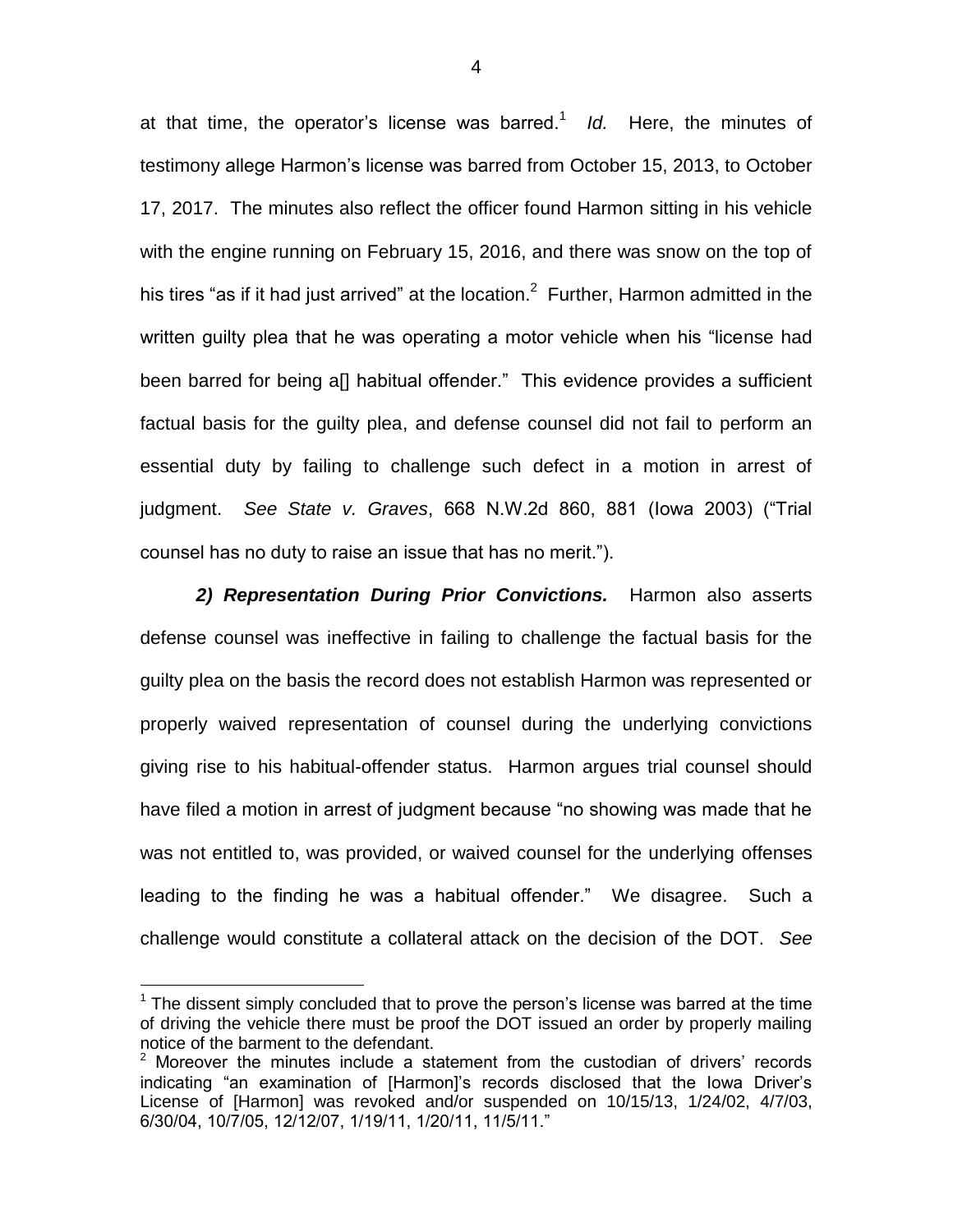at that time, the operator's license was barred.[1] *Id.* Here, the minutes of testimony allege Harmon's license was barred from October 15, 2013, to October 17, 2017. The minutes also reflect the officer found Harmon sitting in his vehicle with the engine running on February 15, 2016, and there was snow on the top of his tires "as if it had just arrived" at the location.[2] Further, Harmon admitted in the written guilty plea that he was operating a motor vehicle when his "license had been barred for being a[] habitual offender." This evidence provides a sufficient factual basis for the guilty plea, and defense counsel did not fail to perform an essential duty by failing to challenge such defect in a motion in arrest of judgment. *See State v. Graves*, 668 N.W.2d 860, 881 (Iowa 2003) ("Trial counsel has no duty to raise an issue that has no merit.").

***2) Representation During Prior Convictions.*** Harmon also asserts defense counsel was ineffective in failing to challenge the factual basis for the guilty plea on the basis the record does not establish Harmon was represented or properly waived representation of counsel during the underlying convictions giving rise to his habitual-offender status. Harmon argues trial counsel should have filed a motion in arrest of judgment because "no showing was made that he was not entitled to, was provided, or waived counsel for the underlying offenses leading to the finding he was a habitual offender." We disagree. Such a challenge would constitute a collateral attack on the decision of the DOT. *See*

---

[1] The dissent simply concluded that to prove the person's license was barred at the time of driving the vehicle there must be proof the DOT issued an order by properly mailing notice of the barment to the defendant.

[2] Moreover the minutes include a statement from the custodian of drivers' records indicating "an examination of [Harmon]'s records disclosed that the Iowa Driver's License of [Harmon] was revoked and/or suspended on 10/15/13, 1/24/02, 4/7/03, 6/30/04, 10/7/05, 12/12/07, 1/19/11, 1/20/11, 11/5/11."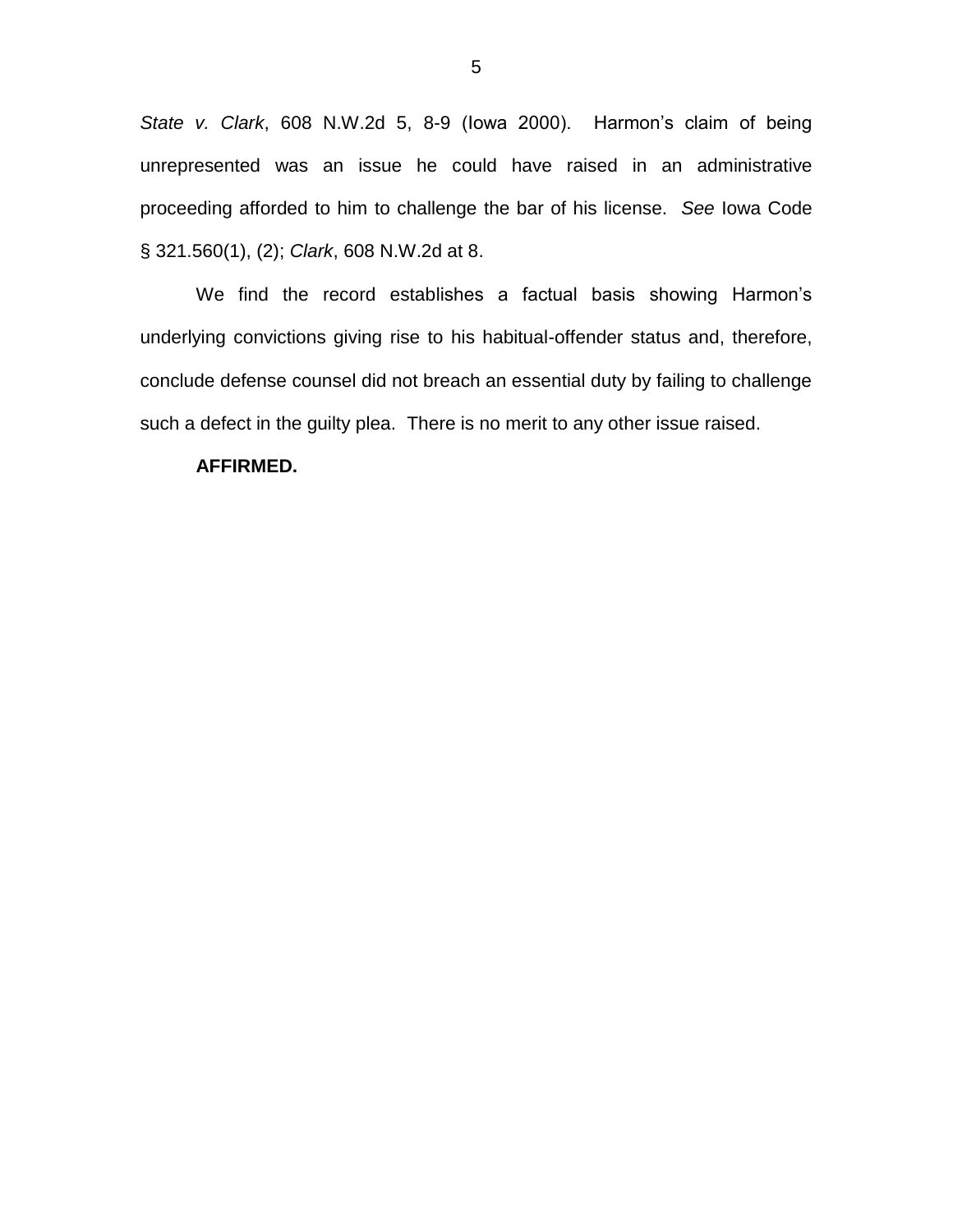*State v. Clark*, 608 N.W.2d 5, 8-9 (Iowa 2000). Harmon's claim of being unrepresented was an issue he could have raised in an administrative proceeding afforded to him to challenge the bar of his license. *See* Iowa Code § 321.560(1), (2); *Clark*, 608 N.W.2d at 8.

We find the record establishes a factual basis showing Harmon's underlying convictions giving rise to his habitual-offender status and, therefore, conclude defense counsel did not breach an essential duty by failing to challenge such a defect in the guilty plea. There is no merit to any other issue raised.

**AFFIRMED.**